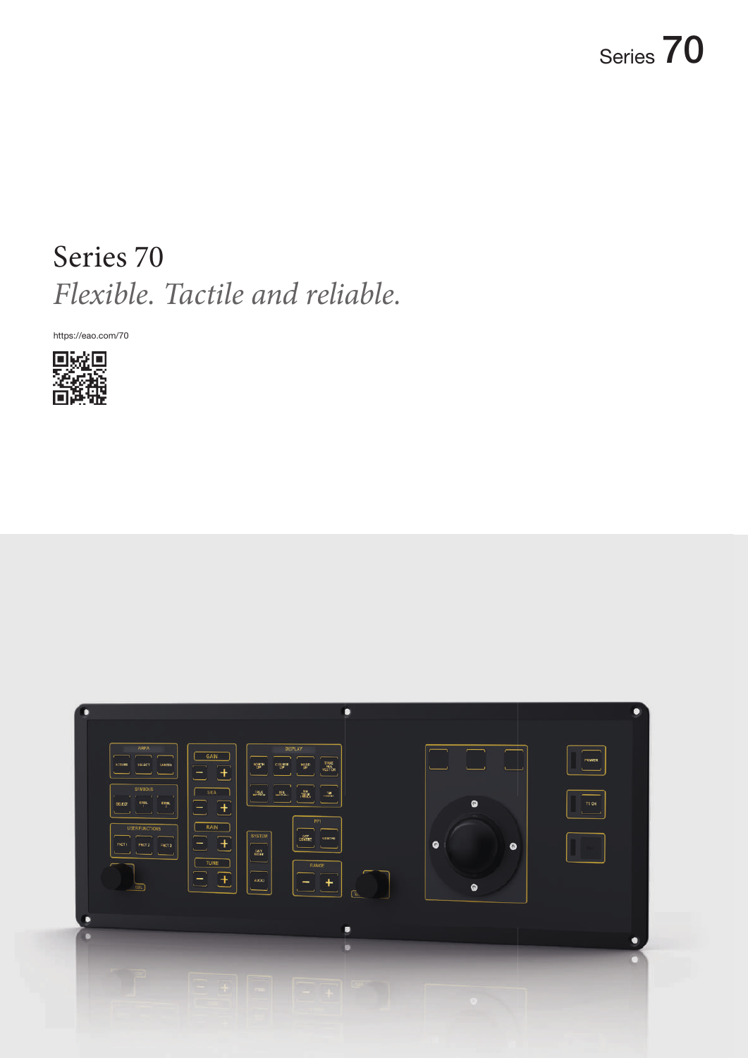Series 70

# Series 70

*Flexible. Tactile and reliable.*

https://eao.com/70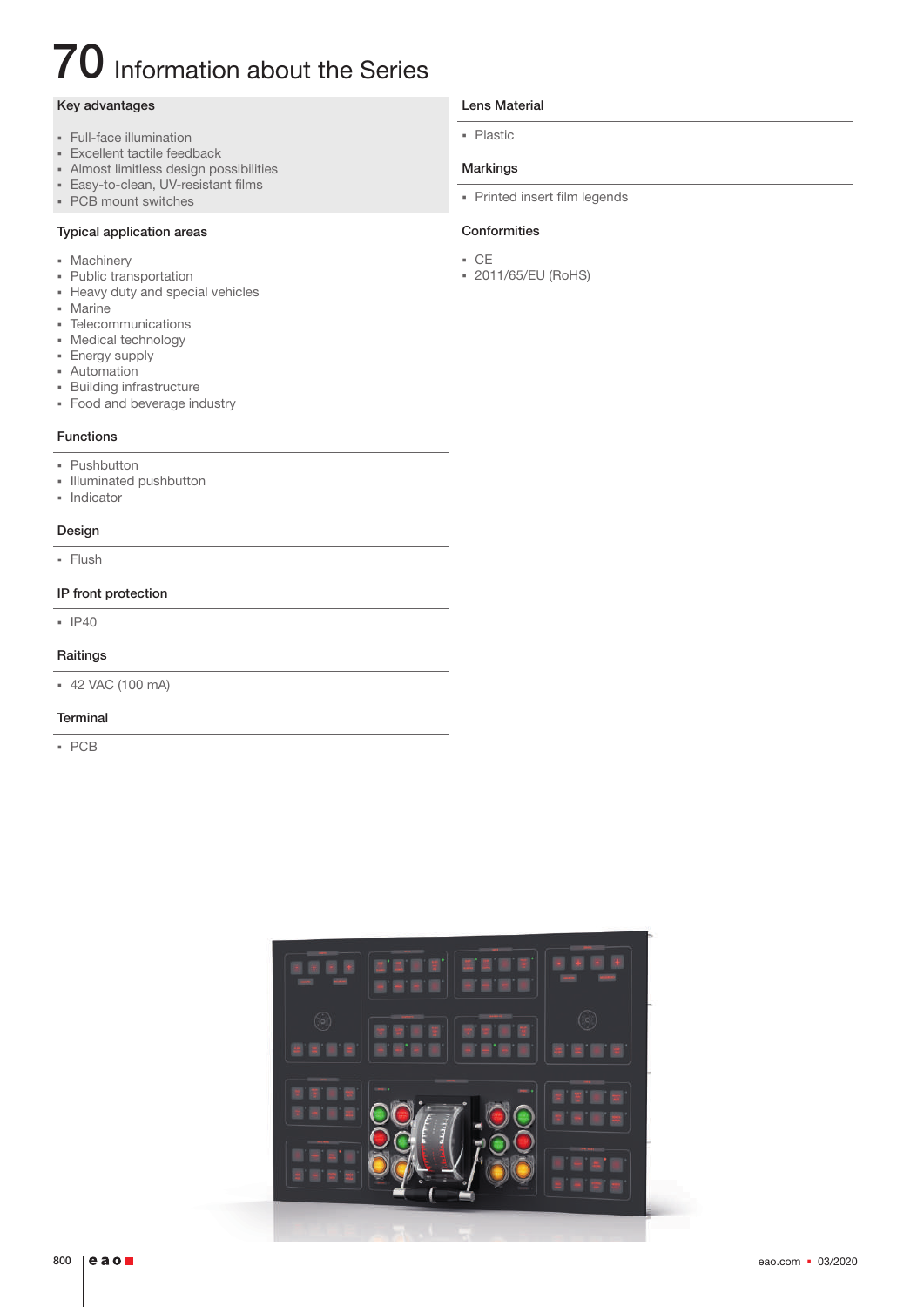# 70 Information about the Series

## Key advantages

- Full-face illumination
- Excellent tactile feedback
- Almost limitless design possibilities
- Easy-to-clean, UV-resistant films
- PCB mount switches

## Typical application areas

- Machinery
- Public transportation
- Heavy duty and special vehicles
- Marine
- Telecommunications
- Medical technology
- Energy supply
- Automation
- Building infrastructure
- Food and beverage industry

## Functions

- Pushbutton
- Illuminated pushbutton
- Indicator

## Design

- Flush

## IP front protection

- IP40

## Raitings

- 42 VAC (100 mA)

## Terminal

- PCB

## Lens Material

- Plastic

## Markings

- Printed insert film legends

## Conformities

- CE
- 2011/65/EU (RoHS)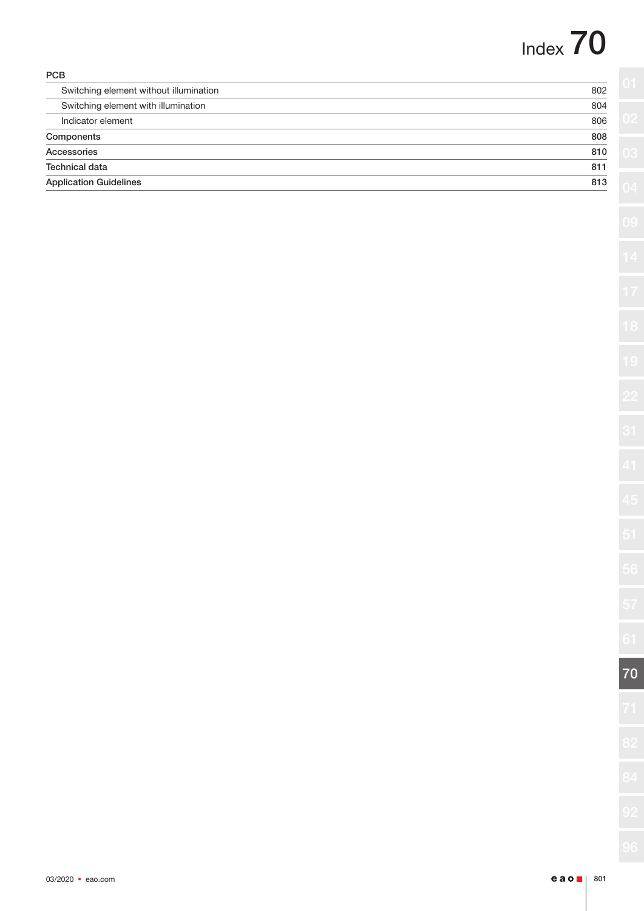# Index 70

| PCB | |
| --- | --- |
| Switching element without illumination | 802 |
| Switching element with illumination | 804 |
| Indicator element | 806 |
| **Components** | **808** |
| **Accessories** | **810** |
| **Technical data** | **811** |
| **Application Guidelines** | **813** |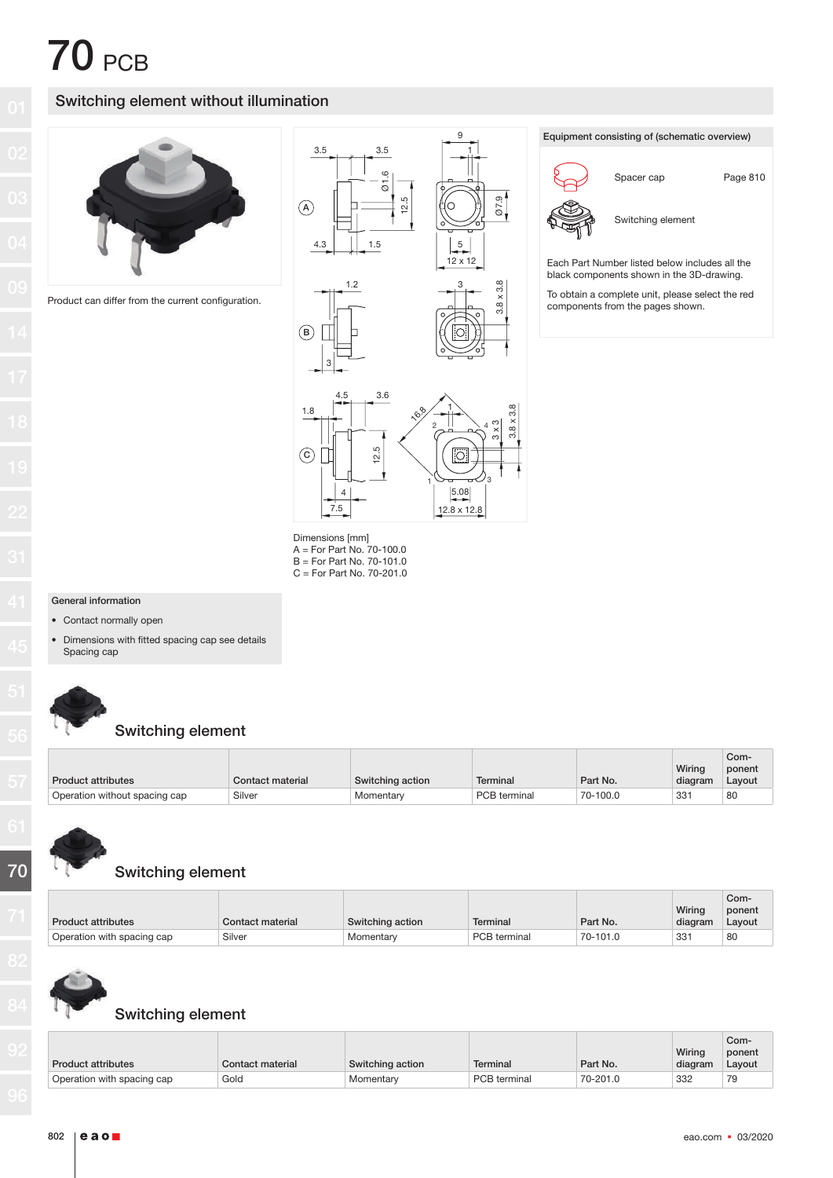# 70 PCB

## Switching element without illumination

Product can differ from the current configuration.

Dimensions [mm]
A = For Part No. 70-100.0
B = For Part No. 70-101.0
C = For Part No. 70-201.0

**Equipment consisting of (schematic overview)**

| | | |
|---|---|---|
| | Spacer cap | Page 810 |
| | Switching element | |

Each Part Number listed below includes all the black components shown in the 3D-drawing.

To obtain a complete unit, please select the red components from the pages shown.

**General information**

- Contact normally open
- Dimensions with fitted spacing cap see details Spacing cap

### Switching element

| Product attributes | Contact material | Switching action | Terminal | Part No. | Wiring diagram | Com-ponent Layout |
|---|---|---|---|---|---|---|
| Operation without spacing cap | Silver | Momentary | PCB terminal | 70-100.0 | 331 | 80 |

### Switching element

| Product attributes | Contact material | Switching action | Terminal | Part No. | Wiring diagram | Com-ponent Layout |
|---|---|---|---|---|---|---|
| Operation with spacing cap | Silver | Momentary | PCB terminal | 70-101.0 | 331 | 80 |

### Switching element

| Product attributes | Contact material | Switching action | Terminal | Part No. | Wiring diagram | Com-ponent Layout |
|---|---|---|---|---|---|---|
| Operation with spacing cap | Gold | Momentary | PCB terminal | 70-201.0 | 332 | 79 |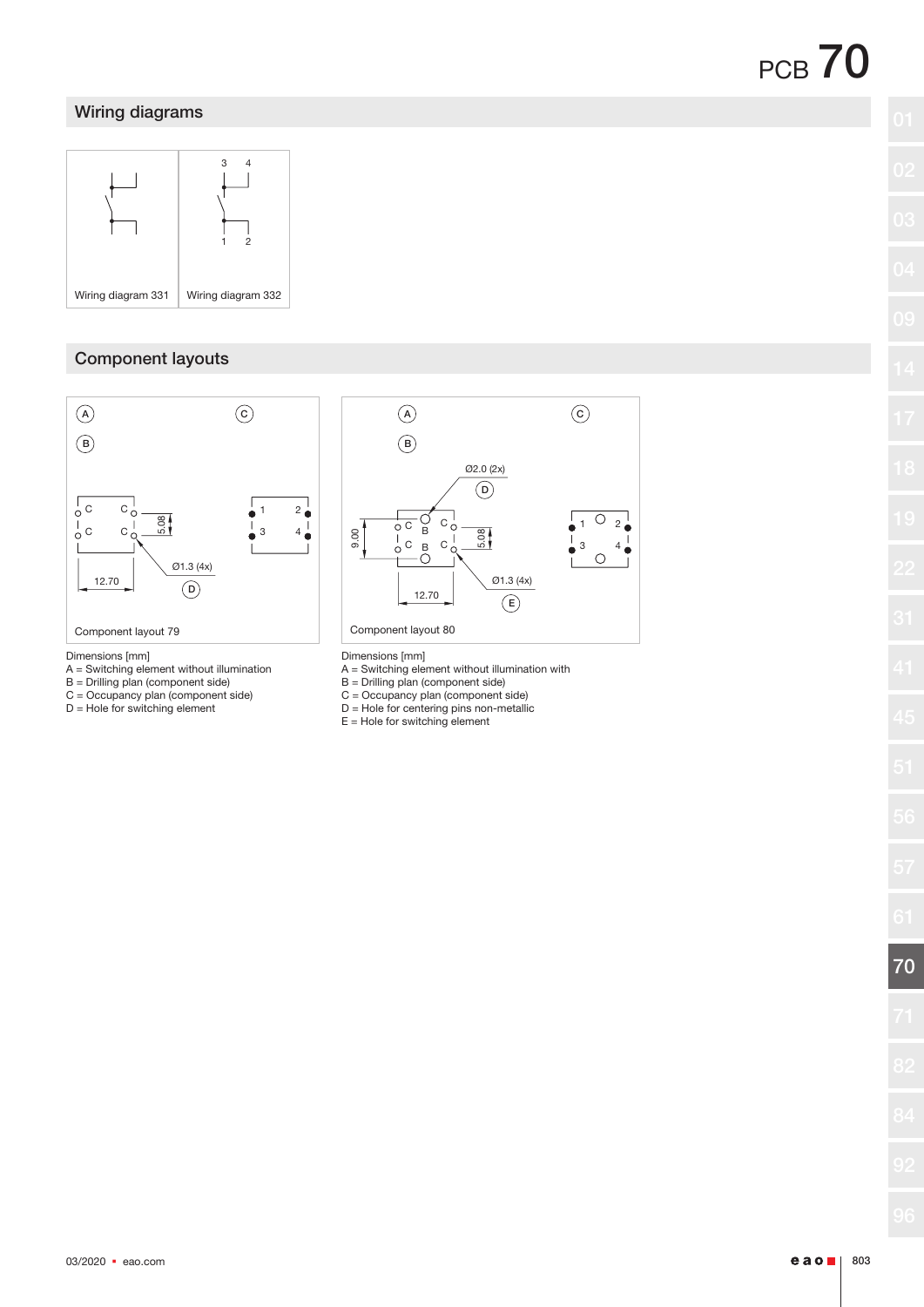## Wiring diagrams

Wiring diagram 331

Wiring diagram 332

## Component layouts

Component layout 79

Dimensions [mm]
A = Switching element without illumination
B = Drilling plan (component side)
C = Occupancy plan (component side)
D = Hole for switching element

Component layout 80

Dimensions [mm]
A = Switching element without illumination with
B = Drilling plan (component side)
C = Occupancy plan (component side)
D = Hole for centering pins non-metallic
E = Hole for switching element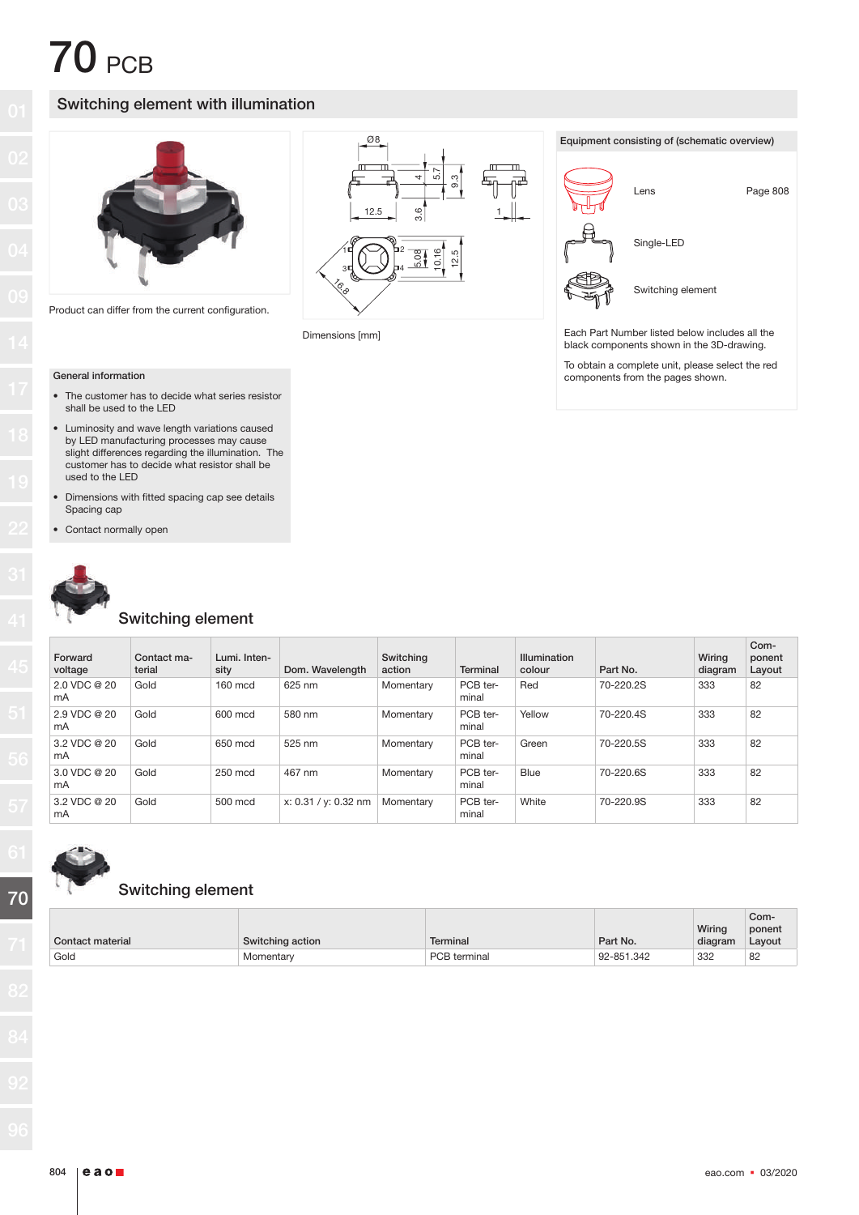# 70 PCB

## Switching element with illumination

Product can differ from the current configuration.

Dimensions [mm]

### Equipment consisting of (schematic overview)

| | |
|---|---|
| Lens | Page 808 |
| Single-LED | |
| Switching element | |

Each Part Number listed below includes all the black components shown in the 3D-drawing.

To obtain a complete unit, please select the red components from the pages shown.

### General information

- The customer has to decide what series resistor shall be used to the LED
- Luminosity and wave length variations caused by LED manufacturing processes may cause slight differences regarding the illumination. The customer has to decide what resistor shall be used to the LED
- Dimensions with fitted spacing cap see details Spacing cap
- Contact normally open

## Switching element

| Forward voltage | Contact material | Lumi. Intensity | Dom. Wavelength | Switching action | Terminal | Illumination colour | Part No. | Wiring diagram | Component Layout |
|---|---|---|---|---|---|---|---|---|---|
| 2.0 VDC @ 20 mA | Gold | 160 mcd | 625 nm | Momentary | PCB terminal | Red | 70-220.2S | 333 | 82 |
| 2.9 VDC @ 20 mA | Gold | 600 mcd | 580 nm | Momentary | PCB terminal | Yellow | 70-220.4S | 333 | 82 |
| 3.2 VDC @ 20 mA | Gold | 650 mcd | 525 nm | Momentary | PCB terminal | Green | 70-220.5S | 333 | 82 |
| 3.0 VDC @ 20 mA | Gold | 250 mcd | 467 nm | Momentary | PCB terminal | Blue | 70-220.6S | 333 | 82 |
| 3.2 VDC @ 20 mA | Gold | 500 mcd | x: 0.31 / y: 0.32 nm | Momentary | PCB terminal | White | 70-220.9S | 333 | 82 |

## Switching element

| Contact material | Switching action | Terminal | Part No. | Wiring diagram | Component Layout |
|---|---|---|---|---|---|
| Gold | Momentary | PCB terminal | 92-851.342 | 332 | 82 |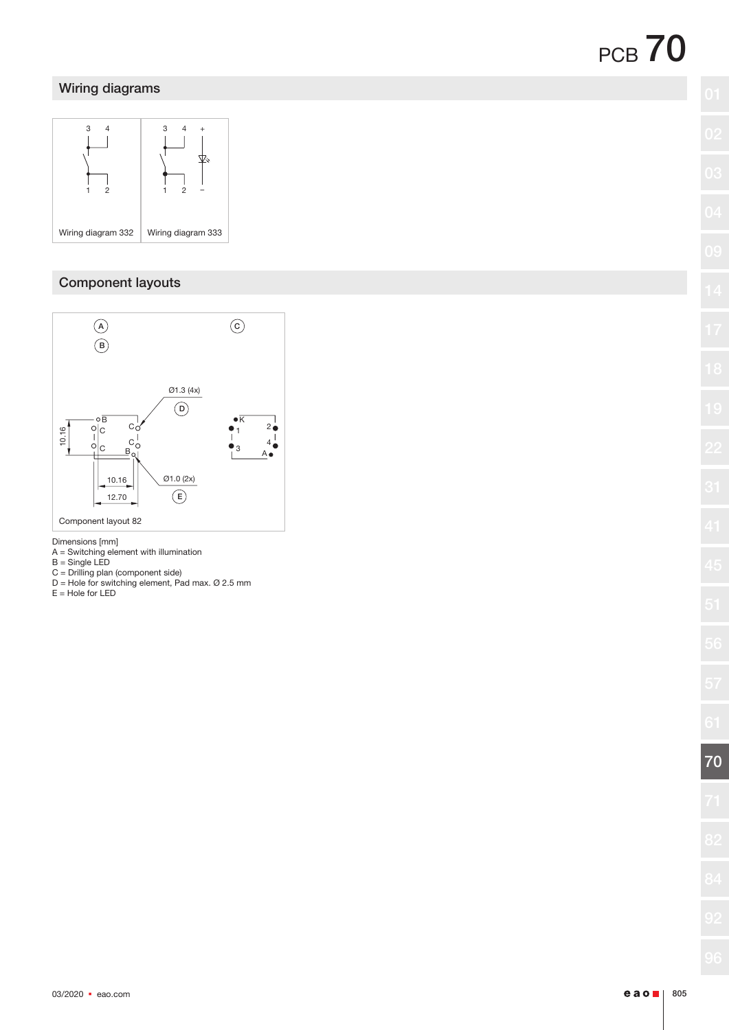## Wiring diagrams

Wiring diagram 332

Wiring diagram 333

## Component layouts

Component layout 82

Dimensions [mm]
A = Switching element with illumination
B = Single LED
C = Drilling plan (component side)
D = Hole for switching element, Pad max. Ø 2.5 mm
E = Hole for LED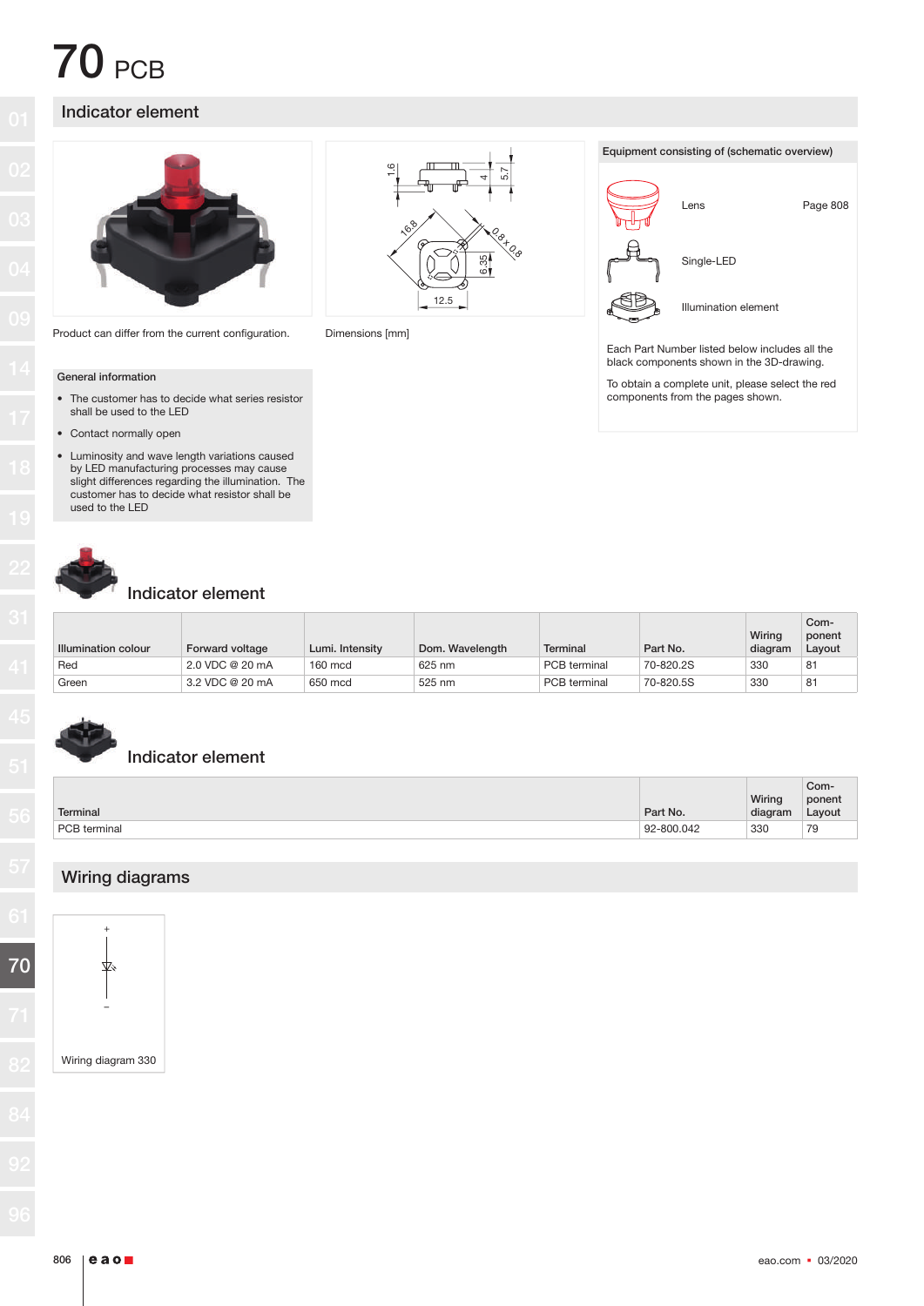# 70 PCB

## Indicator element

Product can differ from the current configuration.

Dimensions [mm]

**Equipment consisting of (schematic overview)**

| | |
|---|---|
| Lens | Page 808 |
| Single-LED | |
| Illumination element | |

Each Part Number listed below includes all the black components shown in the 3D-drawing.

To obtain a complete unit, please select the red components from the pages shown.

**General information**

- The customer has to decide what series resistor shall be used to the LED
- Contact normally open
- Luminosity and wave length variations caused by LED manufacturing processes may cause slight differences regarding the illumination. The customer has to decide what resistor shall be used to the LED

### Indicator element

| Illumination colour | Forward voltage | Lumi. Intensity | Dom. Wavelength | Terminal | Part No. | Wiring diagram | Component Layout |
|---|---|---|---|---|---|---|---|
| Red | 2.0 VDC @ 20 mA | 160 mcd | 625 nm | PCB terminal | 70-820.2S | 330 | 81 |
| Green | 3.2 VDC @ 20 mA | 650 mcd | 525 nm | PCB terminal | 70-820.5S | 330 | 81 |

### Indicator element

| Terminal | Part No. | Wiring diagram | Component Layout |
|---|---|---|---|
| PCB terminal | 92-800.042 | 330 | 79 |

## Wiring diagrams

Wiring diagram 330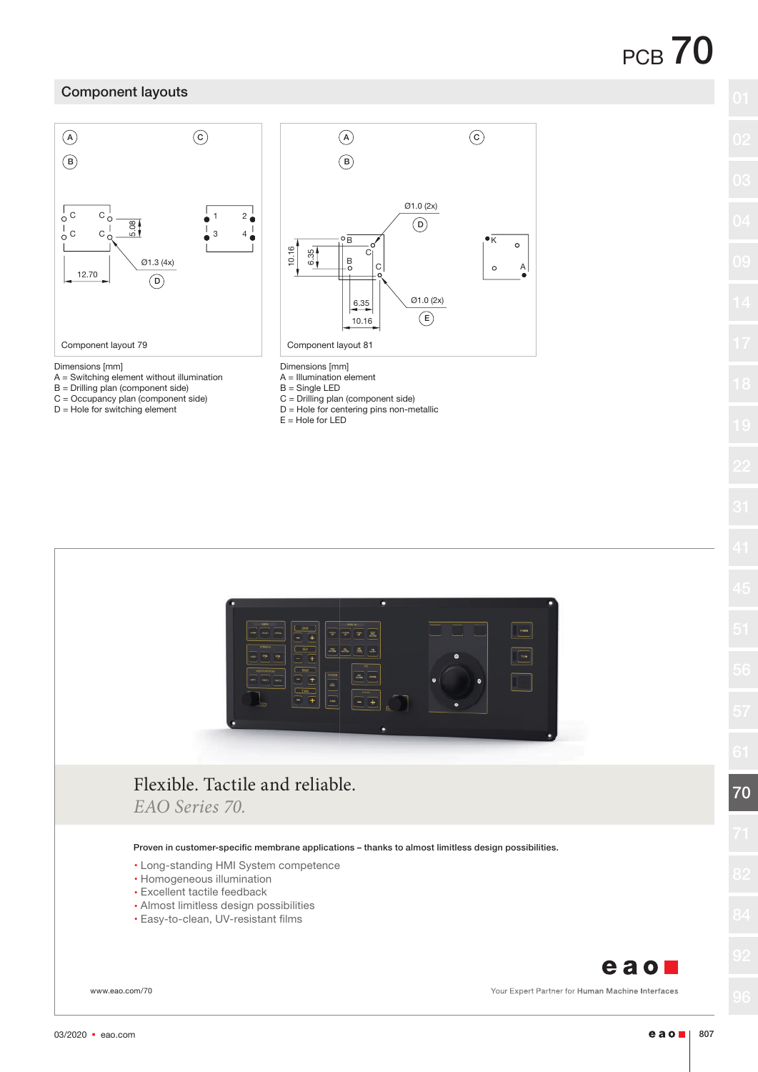## Component layouts

Component layout 79

Dimensions [mm]
A = Switching element without illumination
B = Drilling plan (component side)
C = Occupancy plan (component side)
D = Hole for switching element

Component layout 81

Dimensions [mm]
A = Illumination element
B = Single LED
C = Drilling plan (component side)
D = Hole for centering pins non-metallic
E = Hole for LED

Flexible. Tactile and reliable.
*EAO Series 70.*

**Proven in customer-specific membrane applications – thanks to almost limitless design possibilities.**

- Long-standing HMI System competence
- Homogeneous illumination
- Excellent tactile feedback
- Almost limitless design possibilities
- Easy-to-clean, UV-resistant films

www.eao.com/70

Your Expert Partner for **Human Machine Interfaces**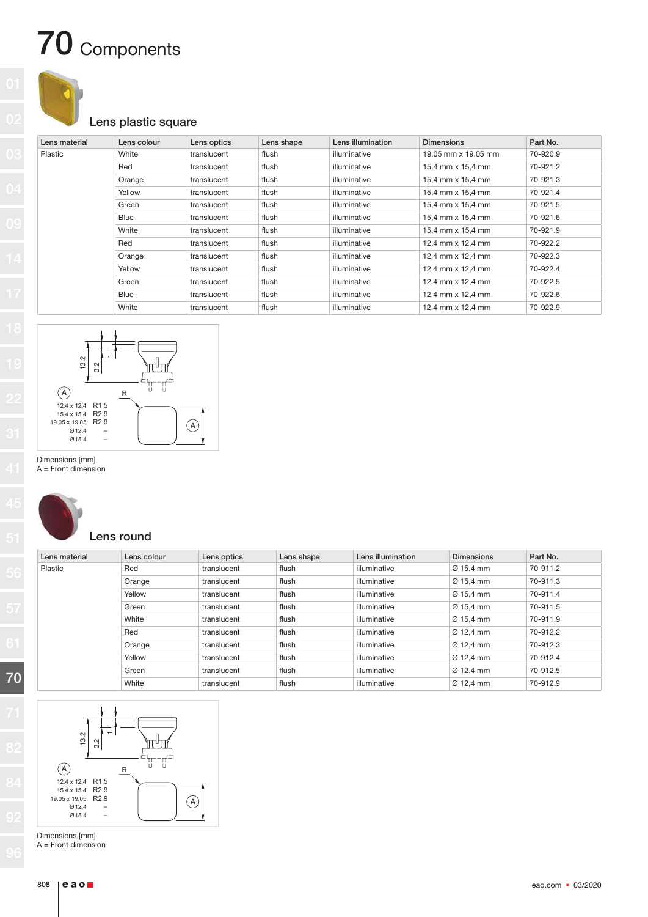# 70 Components

## Lens plastic square

| Lens material | Lens colour | Lens optics | Lens shape | Lens illumination | Dimensions | Part No. |
|---|---|---|---|---|---|---|
| Plastic | White | translucent | flush | illuminative | 19.05 mm x 19.05 mm | 70-920.9 |
| | Red | translucent | flush | illuminative | 15,4 mm x 15,4 mm | 70-921.2 |
| | Orange | translucent | flush | illuminative | 15,4 mm x 15,4 mm | 70-921.3 |
| | Yellow | translucent | flush | illuminative | 15,4 mm x 15,4 mm | 70-921.4 |
| | Green | translucent | flush | illuminative | 15,4 mm x 15,4 mm | 70-921.5 |
| | Blue | translucent | flush | illuminative | 15,4 mm x 15,4 mm | 70-921.6 |
| | White | translucent | flush | illuminative | 15,4 mm x 15,4 mm | 70-921.9 |
| | Red | translucent | flush | illuminative | 12,4 mm x 12,4 mm | 70-922.2 |
| | Orange | translucent | flush | illuminative | 12,4 mm x 12,4 mm | 70-922.3 |
| | Yellow | translucent | flush | illuminative | 12,4 mm x 12,4 mm | 70-922.4 |
| | Green | translucent | flush | illuminative | 12,4 mm x 12,4 mm | 70-922.5 |
| | Blue | translucent | flush | illuminative | 12,4 mm x 12,4 mm | 70-922.6 |
| | White | translucent | flush | illuminative | 12,4 mm x 12,4 mm | 70-922.9 |

| A | R |
|---|---|
| 12.4 x 12.4 | R1.5 |
| 15.4 x 15.4 | R2.9 |
| 19.05 x 19.05 | R2.9 |
| Ø12.4 | – |
| Ø15.4 | – |

Dimensions [mm]
A = Front dimension

## Lens round

| Lens material | Lens colour | Lens optics | Lens shape | Lens illumination | Dimensions | Part No. |
|---|---|---|---|---|---|---|
| Plastic | Red | translucent | flush | illuminative | Ø 15,4 mm | 70-911.2 |
| | Orange | translucent | flush | illuminative | Ø 15,4 mm | 70-911.3 |
| | Yellow | translucent | flush | illuminative | Ø 15,4 mm | 70-911.4 |
| | Green | translucent | flush | illuminative | Ø 15,4 mm | 70-911.5 |
| | White | translucent | flush | illuminative | Ø 15,4 mm | 70-911.9 |
| | Red | translucent | flush | illuminative | Ø 12,4 mm | 70-912.2 |
| | Orange | translucent | flush | illuminative | Ø 12,4 mm | 70-912.3 |
| | Yellow | translucent | flush | illuminative | Ø 12,4 mm | 70-912.4 |
| | Green | translucent | flush | illuminative | Ø 12,4 mm | 70-912.5 |
| | White | translucent | flush | illuminative | Ø 12,4 mm | 70-912.9 |

| A | R |
|---|---|
| 12.4 x 12.4 | R1.5 |
| 15.4 x 15.4 | R2.9 |
| 19.05 x 19.05 | R2.9 |
| Ø12.4 | – |
| Ø15.4 | – |

Dimensions [mm]
A = Front dimension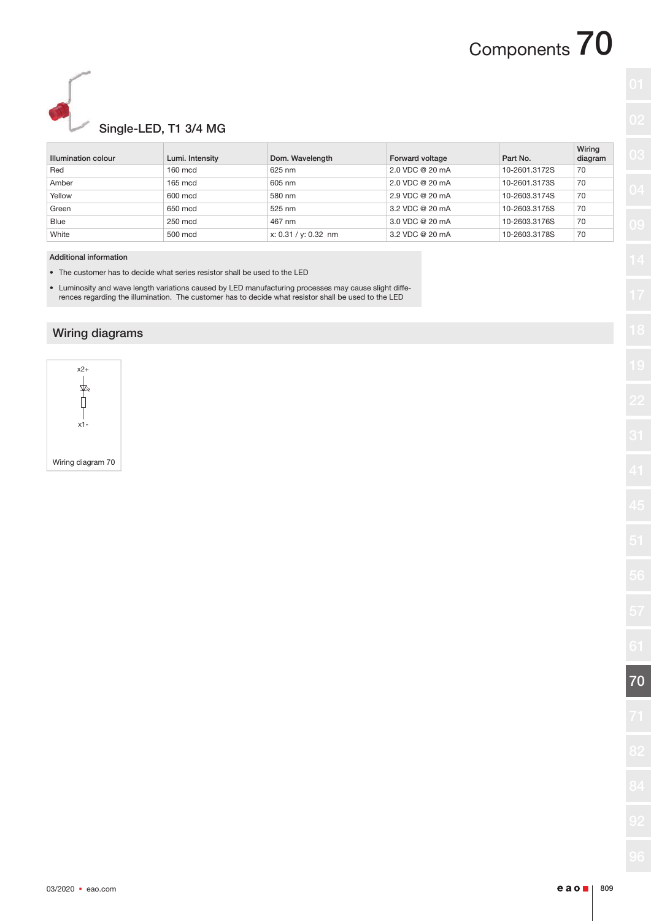# Components 70

## Single-LED, T1 3/4 MG

| Illumination colour | Lumi. Intensity | Dom. Wavelength | Forward voltage | Part No. | Wiring diagram |
|---|---|---|---|---|---|
| Red | 160 mcd | 625 nm | 2.0 VDC @ 20 mA | 10-2601.3172S | 70 |
| Amber | 165 mcd | 605 nm | 2.0 VDC @ 20 mA | 10-2601.3173S | 70 |
| Yellow | 600 mcd | 580 nm | 2.9 VDC @ 20 mA | 10-2603.3174S | 70 |
| Green | 650 mcd | 525 nm | 3.2 VDC @ 20 mA | 10-2603.3175S | 70 |
| Blue | 250 mcd | 467 nm | 3.0 VDC @ 20 mA | 10-2603.3176S | 70 |
| White | 500 mcd | x: 0.31 / y: 0.32 nm | 3.2 VDC @ 20 mA | 10-2603.3178S | 70 |

**Additional information**

- The customer has to decide what series resistor shall be used to the LED
- Luminosity and wave length variations caused by LED manufacturing processes may cause slight differences regarding the illumination. The customer has to decide what resistor shall be used to the LED

## Wiring diagrams

x2+

x1-

Wiring diagram 70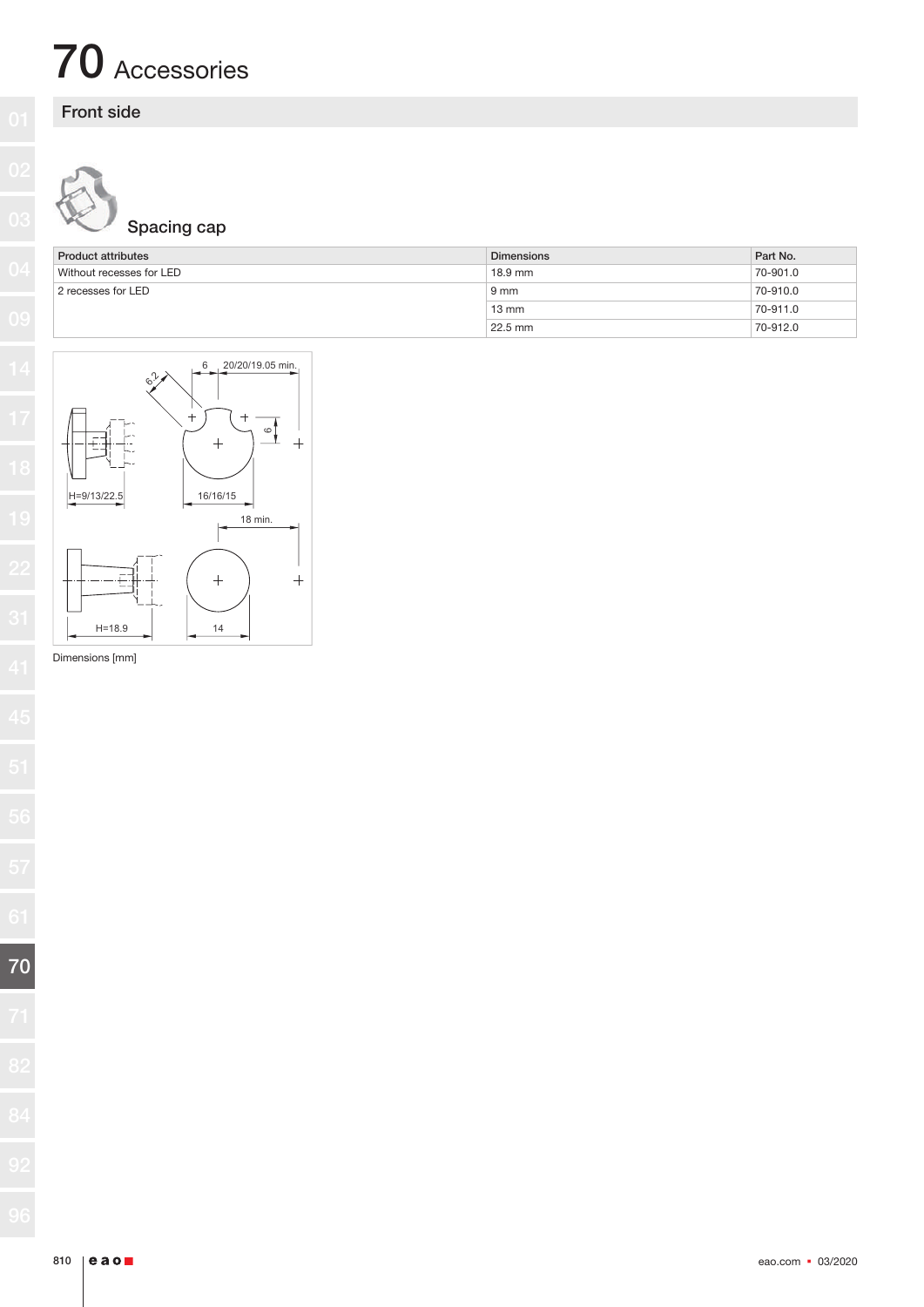# 70 Accessories

## Front side

### Spacing cap

| Product attributes | Dimensions | Part No. |
|---|---|---|
| Without recesses for LED | 18.9 mm | 70-901.0 |
| 2 recesses for LED | 9 mm | 70-910.0 |
| | 13 mm | 70-911.0 |
| | 22.5 mm | 70-912.0 |

Dimensions [mm]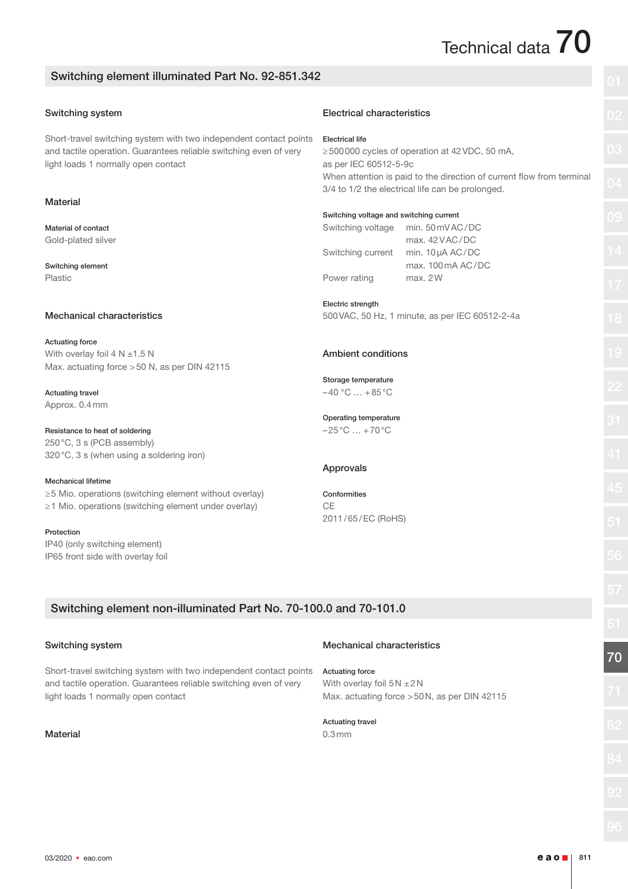## Switching element illuminated Part No. 92-851.342

### Switching system

Short-travel switching system with two independent contact points and tactile operation. Guarantees reliable switching even of very light loads 1 normally open contact

### Material

**Material of contact**
Gold-plated silver

**Switching element**
Plastic

### Mechanical characteristics

**Actuating force**
With overlay foil 4 N ±1.5 N
Max. actuating force >50 N, as per DIN 42115

**Actuating travel**
Approx. 0.4 mm

**Resistance to heat of soldering**
250 °C, 3 s (PCB assembly)
320 °C, 3 s (when using a soldering iron)

**Mechanical lifetime**
≥5 Mio. operations (switching element without overlay)
≥1 Mio. operations (switching element under overlay)

**Protection**
IP40 (only switching element)
IP65 front side with overlay foil

### Electrical characteristics

**Electrical life**
≥500 000 cycles of operation at 42 VDC, 50 mA, as per IEC 60512-5-9c
When attention is paid to the direction of current flow from terminal 3/4 to 1/2 the electrical life can be prolonged.

**Switching voltage and switching current**

| | |
|---|---|
| Switching voltage | min. 50 mVAC/DC |
| | max. 42 VAC/DC |
| Switching current | min. 10 µA AC/DC |
| | max. 100 mA AC/DC |
| Power rating | max. 2 W |

**Electric strength**
500 VAC, 50 Hz, 1 minute, as per IEC 60512-2-4a

### Ambient conditions

**Storage temperature**
−40 °C … +85 °C

**Operating temperature**
−25 °C … +70 °C

### Approvals

**Conformities**
CE
2011/65/EC (RoHS)

## Switching element non-illuminated Part No. 70-100.0 and 70-101.0

### Switching system

Short-travel switching system with two independent contact points and tactile operation. Guarantees reliable switching even of very light loads 1 normally open contact

### Material

### Mechanical characteristics

**Actuating force**
With overlay foil 5 N ±2 N
Max. actuating force >50 N, as per DIN 42115

**Actuating travel**
0.3 mm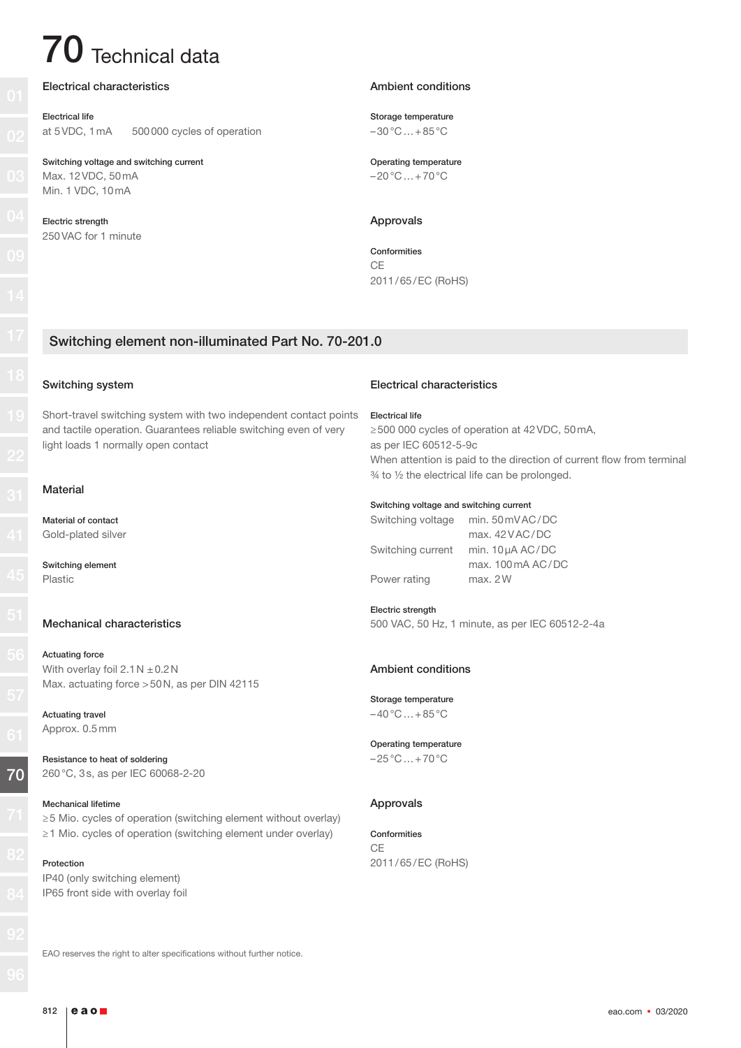# 70 Technical data

## Electrical characteristics

**Electrical life**
at 5 VDC, 1 mA  500 000 cycles of operation

**Switching voltage and switching current**
Max. 12 VDC, 50 mA
Min. 1 VDC, 10 mA

**Electric strength**
250 VAC for 1 minute

## Ambient conditions

**Storage temperature**
−30 °C … +85 °C

**Operating temperature**
−20 °C … +70 °C

## Approvals

**Conformities**
CE
2011/65/EC (RoHS)

## Switching element non-illuminated Part No. 70-201.0

### Switching system

Short-travel switching system with two independent contact points and tactile operation. Guarantees reliable switching even of very light loads 1 normally open contact

### Material

**Material of contact**
Gold-plated silver

**Switching element**
Plastic

### Mechanical characteristics

**Actuating force**
With overlay foil 2.1 N ± 0.2 N
Max. actuating force > 50 N, as per DIN 42115

**Actuating travel**
Approx. 0.5 mm

**Resistance to heat of soldering**
260 °C, 3 s, as per IEC 60068-2-20

**Mechanical lifetime**
≥ 5 Mio. cycles of operation (switching element without overlay)
≥ 1 Mio. cycles of operation (switching element under overlay)

**Protection**
IP40 (only switching element)
IP65 front side with overlay foil

### Electrical characteristics

**Electrical life**
≥ 500 000 cycles of operation at 42 VDC, 50 mA,
as per IEC 60512-5-9c
When attention is paid to the direction of current flow from terminal ¾ to ½ the electrical life can be prolonged.

**Switching voltage and switching current**

| | |
|---|---|
| Switching voltage | min. 50 mV AC/DC |
| | max. 42 V AC/DC |
| Switching current | min. 10 µA AC/DC |
| | max. 100 mA AC/DC |
| Power rating | max. 2 W |

**Electric strength**
500 VAC, 50 Hz, 1 minute, as per IEC 60512-2-4a

### Ambient conditions

**Storage temperature**
−40 °C … +85 °C

**Operating temperature**
−25 °C … +70 °C

### Approvals

**Conformities**
CE
2011/65/EC (RoHS)

EAO reserves the right to alter specifications without further notice.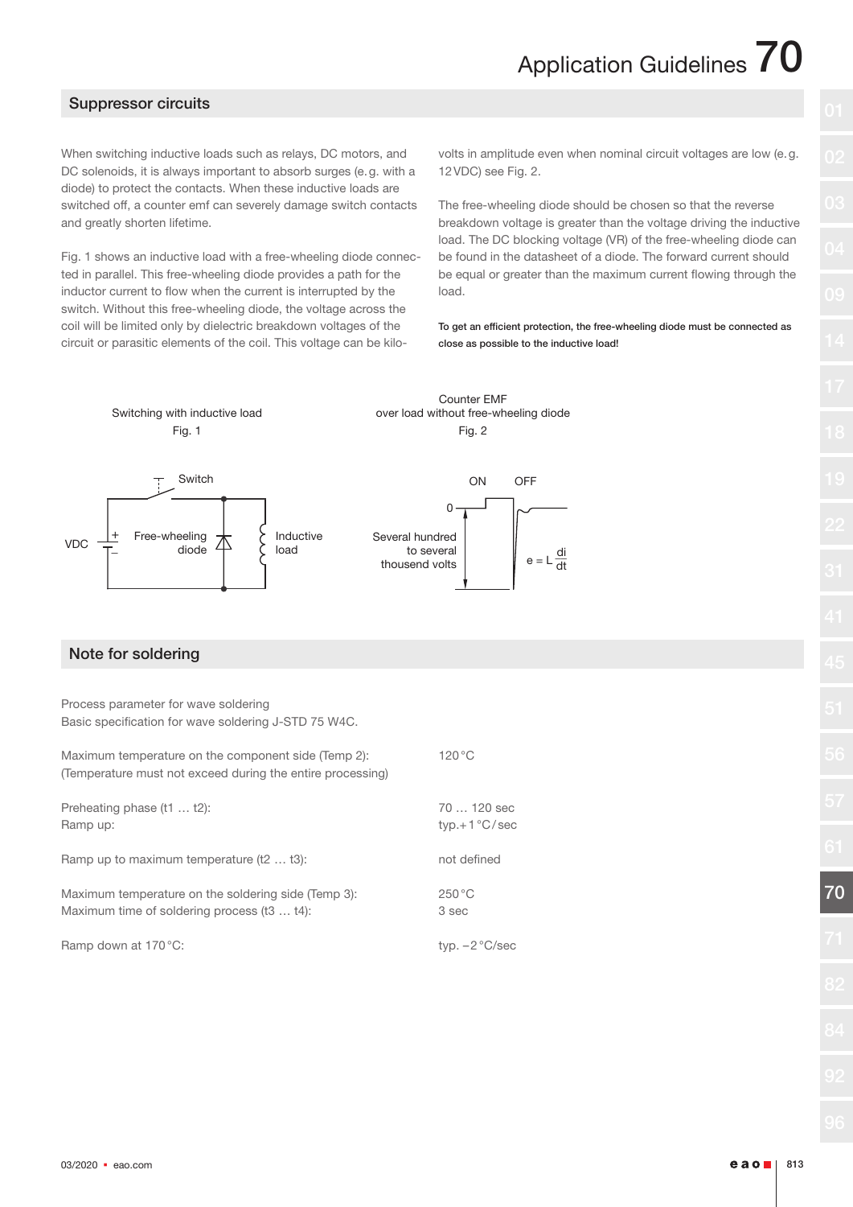## Suppressor circuits

When switching inductive loads such as relays, DC motors, and DC solenoids, it is always important to absorb surges (e.g. with a diode) to protect the contacts. When these inductive loads are switched off, a counter emf can severely damage switch contacts and greatly shorten lifetime.

Fig. 1 shows an inductive load with a free-wheeling diode connected in parallel. This free-wheeling diode provides a path for the inductor current to flow when the current is interrupted by the switch. Without this free-wheeling diode, the voltage across the coil will be limited only by dielectric breakdown voltages of the circuit or parasitic elements of the coil. This voltage can be kilovolts in amplitude even when nominal circuit voltages are low (e.g. 12 VDC) see Fig. 2.

The free-wheeling diode should be chosen so that the reverse breakdown voltage is greater than the voltage driving the inductive load. The DC blocking voltage (VR) of the free-wheeling diode can be found in the datasheet of a diode. The forward current should be equal or greater than the maximum current flowing through the load.

To get an efficient protection, the free-wheeling diode must be connected as close as possible to the inductive load!

Switching with inductive load
Fig. 1

Switch, VDC, Free-wheeling diode, Inductive load

Counter EMF over load without free-wheeling diode
Fig. 2

ON, OFF, 0, Several hundred to several thousand volts, $e = L\frac{di}{dt}$

## Note for soldering

Process parameter for wave soldering
Basic specification for wave soldering J-STD 75 W4C.

| | |
|---|---|
| Maximum temperature on the component side (Temp 2):<br>(Temperature must not exceed during the entire processing) | 120 °C |
| Preheating phase (t1 … t2):<br>Ramp up: | 70 … 120 sec<br>typ. +1 °C / sec |
| Ramp up to maximum temperature (t2 … t3): | not defined |
| Maximum temperature on the soldering side (Temp 3):<br>Maximum time of soldering process (t3 … t4): | 250 °C<br>3 sec |
| Ramp down at 170 °C: | typ. −2 °C/sec |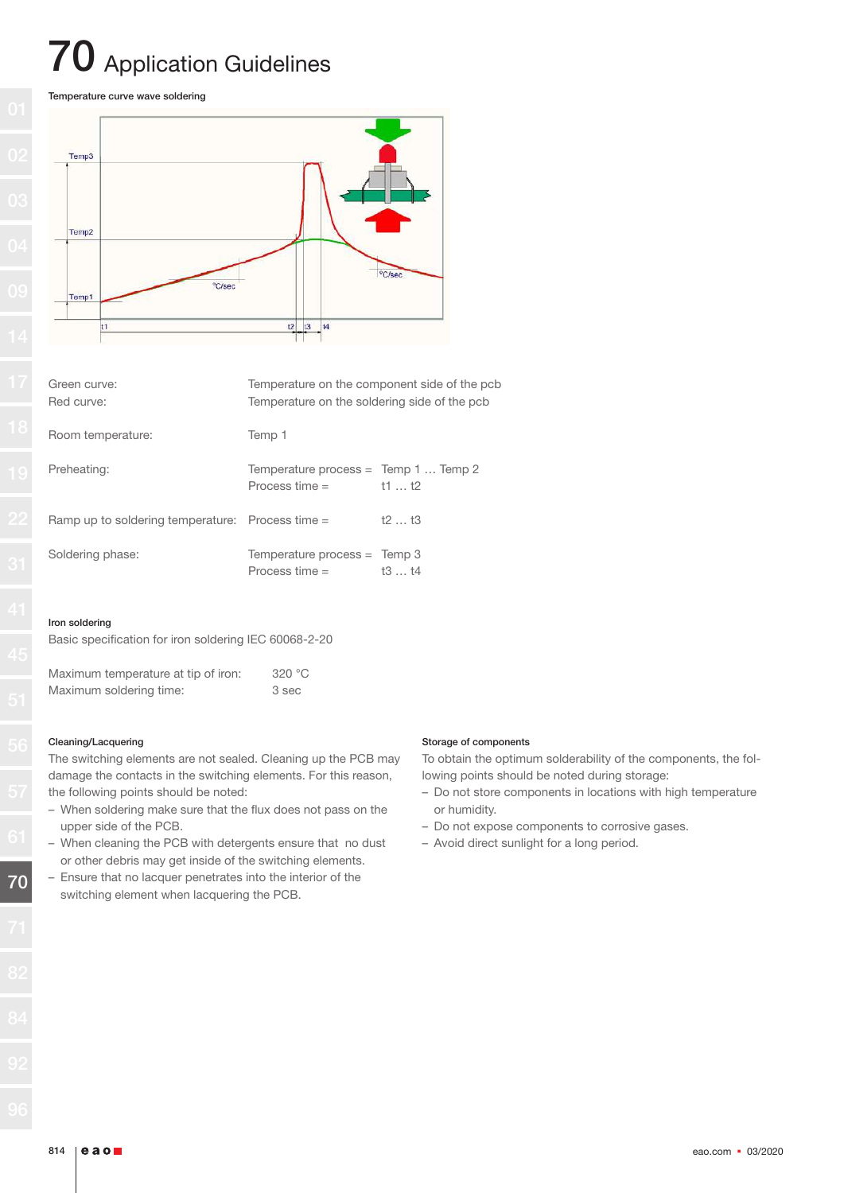# 70 Application Guidelines

Temperature curve wave soldering

Temp3

Temp2

Temp1

°C/sec

°C/sec

t1

t2

t3

t4

| | | |
|---|---|---|
| Green curve: | Temperature on the component side of the pcb | |
| Red curve: | Temperature on the soldering side of the pcb | |
| Room temperature: | Temp 1 | |
| Preheating: | Temperature process = | Temp 1 … Temp 2 |
| | Process time = | t1 … t2 |
| Ramp up to soldering temperature: | Process time = | t2 … t3 |
| Soldering phase: | Temperature process = | Temp 3 |
| | Process time = | t3 … t4 |

#### Iron soldering

Basic specification for iron soldering IEC 60068-2-20

| | |
|---|---|
| Maximum temperature at tip of iron: | 320 °C |
| Maximum soldering time: | 3 sec |

#### Cleaning/Lacquering

The switching elements are not sealed. Cleaning up the PCB may damage the contacts in the switching elements. For this reason, the following points should be noted:

- When soldering make sure that the flux does not pass on the upper side of the PCB.
- When cleaning the PCB with detergents ensure that no dust or other debris may get inside of the switching elements.
- Ensure that no lacquer penetrates into the interior of the switching element when lacquering the PCB.

#### Storage of components

To obtain the optimum solderability of the components, the following points should be noted during storage:

- Do not store components in locations with high temperature or humidity.
- Do not expose components to corrosive gases.
- Avoid direct sunlight for a long period.